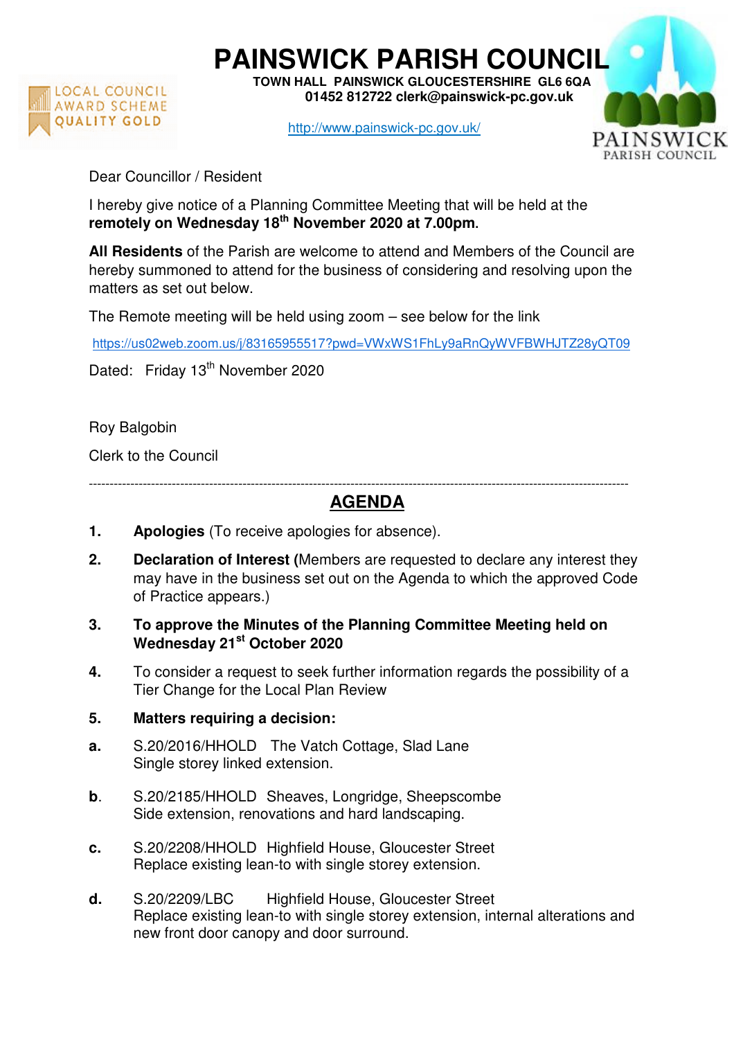# PAINSWICK PARISH COUNCIL

**TOWN HALL PAINSWICK GLOUCESTERSHIRE GL6 6QA**
**01452 812722 clerk@painswick-pc.gov.uk**

http://www.painswick-pc.gov.uk/

LOCAL COUNCIL AWARD SCHEME QUALITY GOLD

PAINSWICK PARISH COUNCIL

Dear Councillor / Resident

I hereby give notice of a Planning Committee Meeting that will be held at the **remotely on Wednesday 18th November 2020 at 7.00pm.**

**All Residents** of the Parish are welcome to attend and Members of the Council are hereby summoned to attend for the business of considering and resolving upon the matters as set out below.

The Remote meeting will be held using zoom – see below for the link

https://us02web.zoom.us/j/83165955517?pwd=VWxWS1FhLy9aRnQyWVFBWHJTZ28yQT09

Dated: Friday 13th November 2020

Roy Balgobin

Clerk to the Council

---

## AGENDA

1. **Apologies** (To receive apologies for absence).

2. **Declaration of Interest (**Members are requested to declare any interest they may have in the business set out on the Agenda to which the approved Code of Practice appears.)

3. **To approve the Minutes of the Planning Committee Meeting held on Wednesday 21st October 2020**

4. To consider a request to seek further information regards the possibility of a Tier Change for the Local Plan Review

5. **Matters requiring a decision:**

**a.** S.20/2016/HHOLD The Vatch Cottage, Slad Lane
Single storey linked extension.

**b.** S.20/2185/HHOLD Sheaves, Longridge, Sheepscombe
Side extension, renovations and hard landscaping.

**c.** S.20/2208/HHOLD Highfield House, Gloucester Street
Replace existing lean-to with single storey extension.

**d.** S.20/2209/LBC Highfield House, Gloucester Street
Replace existing lean-to with single storey extension, internal alterations and new front door canopy and door surround.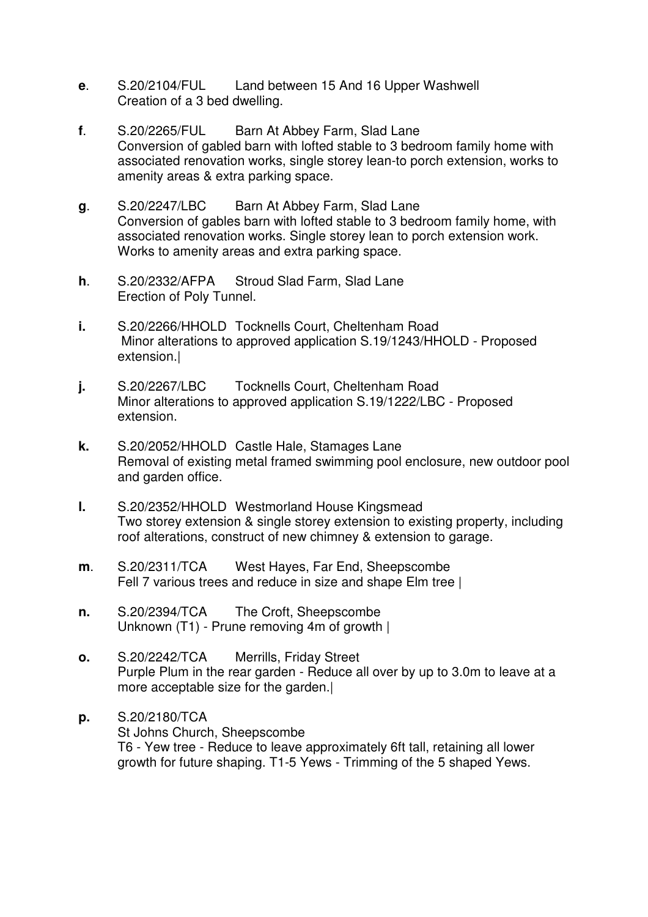**e**. S.20/2104/FUL Land between 15 And 16 Upper Washwell
Creation of a 3 bed dwelling.

**f**. S.20/2265/FUL Barn At Abbey Farm, Slad Lane
Conversion of gabled barn with lofted stable to 3 bedroom family home with associated renovation works, single storey lean-to porch extension, works to amenity areas & extra parking space.

**g**. S.20/2247/LBC Barn At Abbey Farm, Slad Lane
Conversion of gables barn with lofted stable to 3 bedroom family home, with associated renovation works. Single storey lean to porch extension work. Works to amenity areas and extra parking space.

**h**. S.20/2332/AFPA Stroud Slad Farm, Slad Lane
Erection of Poly Tunnel.

**i.** S.20/2266/HHOLD Tocknells Court, Cheltenham Road
Minor alterations to approved application S.19/1243/HHOLD - Proposed extension.|

**j.** S.20/2267/LBC Tocknells Court, Cheltenham Road
Minor alterations to approved application S.19/1222/LBC - Proposed extension.

**k.** S.20/2052/HHOLD Castle Hale, Stamages Lane
Removal of existing metal framed swimming pool enclosure, new outdoor pool and garden office.

**l.** S.20/2352/HHOLD Westmorland House Kingsmead
Two storey extension & single storey extension to existing property, including roof alterations, construct of new chimney & extension to garage.

**m**. S.20/2311/TCA West Hayes, Far End, Sheepscombe
Fell 7 various trees and reduce in size and shape Elm tree |

**n.** S.20/2394/TCA The Croft, Sheepscombe
Unknown (T1) - Prune removing 4m of growth |

**o.** S.20/2242/TCA Merrills, Friday Street
Purple Plum in the rear garden - Reduce all over by up to 3.0m to leave at a more acceptable size for the garden.|

**p.** S.20/2180/TCA
St Johns Church, Sheepscombe
T6 - Yew tree - Reduce to leave approximately 6ft tall, retaining all lower growth for future shaping. T1-5 Yews - Trimming of the 5 shaped Yews.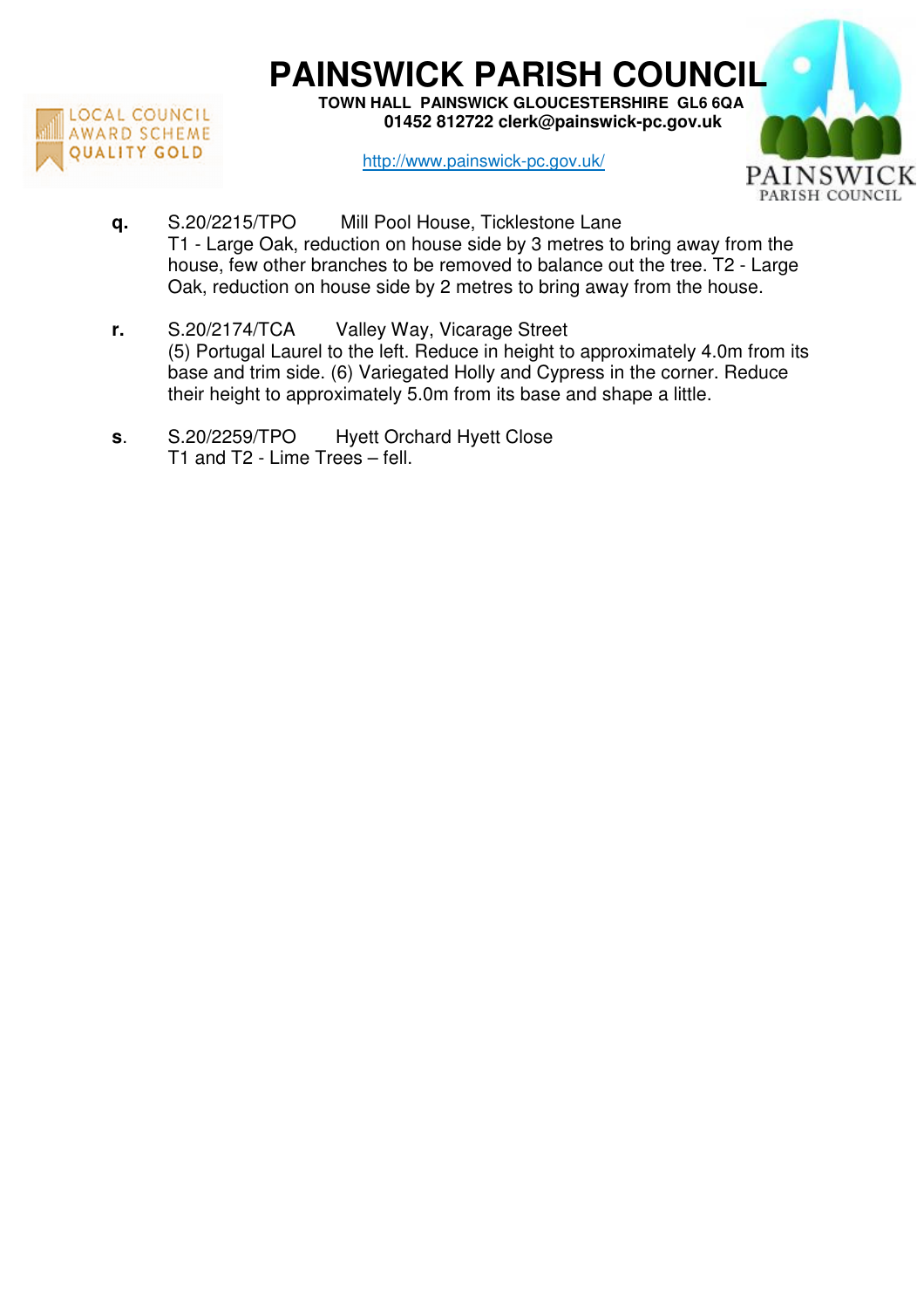**q.** S.20/2215/TPO Mill Pool House, Ticklestone Lane
T1 - Large Oak, reduction on house side by 3 metres to bring away from the house, few other branches to be removed to balance out the tree. T2 - Large Oak, reduction on house side by 2 metres to bring away from the house.

**r.** S.20/2174/TCA Valley Way, Vicarage Street
(5) Portugal Laurel to the left. Reduce in height to approximately 4.0m from its base and trim side. (6) Variegated Holly and Cypress in the corner. Reduce their height to approximately 5.0m from its base and shape a little.

**s**. S.20/2259/TPO Hyett Orchard Hyett Close
T1 and T2 - Lime Trees – fell.